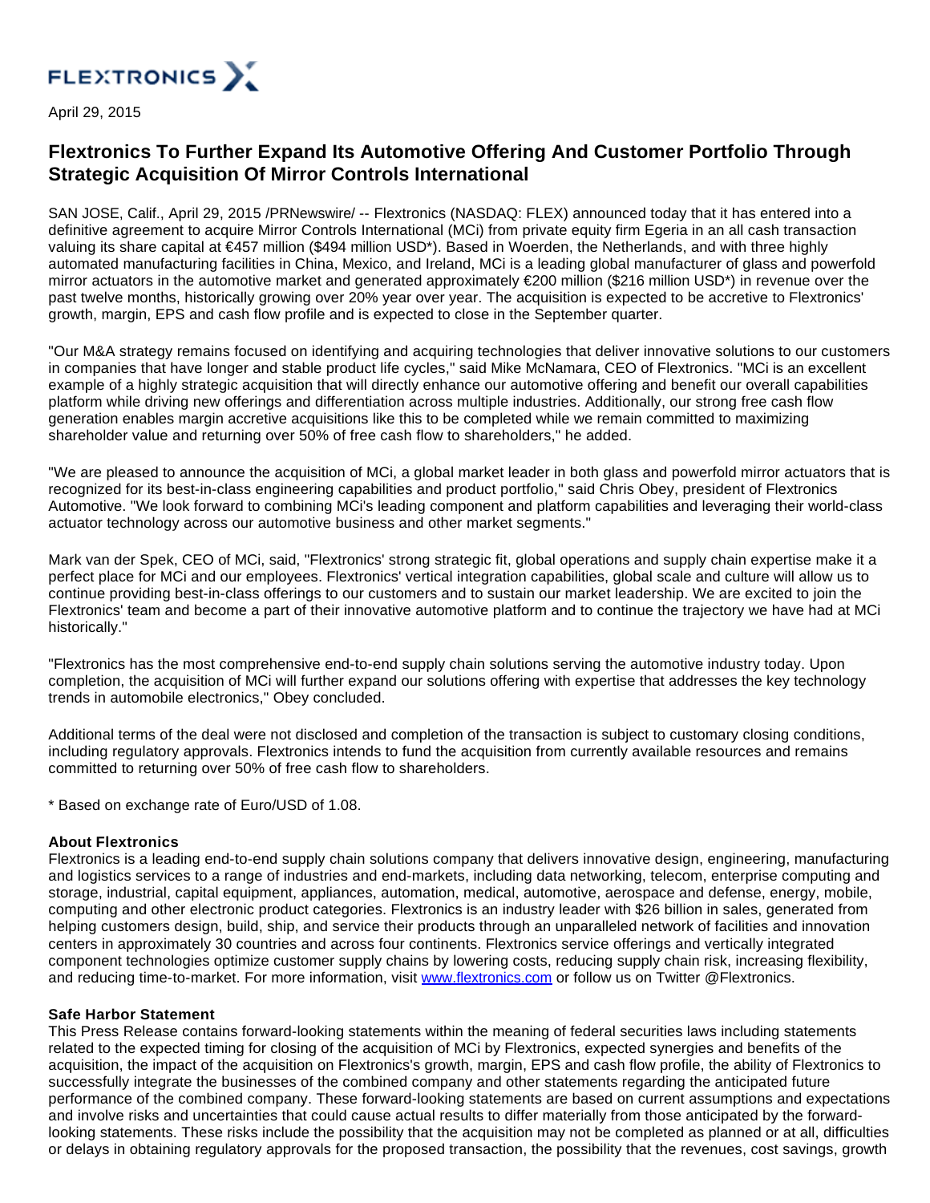FLEXTRONICS

April 29, 2015

# Flextronics To Further Expand Its Automotive Offering And Customer Portfolio Through Strategic Acquisition Of Mirror Controls International

SAN JOSE, Calif., April 29, 2015 /PRNewswire/ -- Flextronics (NASDAQ: FLEX) announced today that it has entered into a definitive agreement to acquire Mirror Controls International (MCi) from private equity firm Egeria in an all cash transaction valuing its share capital at €457 million ($494 million USD*). Based in Woerden, the Netherlands, and with three highly automated manufacturing facilities in China, Mexico, and Ireland, MCi is a leading global manufacturer of glass and powerfold mirror actuators in the automotive market and generated approximately €200 million ($216 million USD*) in revenue over the past twelve months, historically growing over 20% year over year. The acquisition is expected to be accretive to Flextronics' growth, margin, EPS and cash flow profile and is expected to close in the September quarter.

"Our M&A strategy remains focused on identifying and acquiring technologies that deliver innovative solutions to our customers in companies that have longer and stable product life cycles," said Mike McNamara, CEO of Flextronics. "MCi is an excellent example of a highly strategic acquisition that will directly enhance our automotive offering and benefit our overall capabilities platform while driving new offerings and differentiation across multiple industries. Additionally, our strong free cash flow generation enables margin accretive acquisitions like this to be completed while we remain committed to maximizing shareholder value and returning over 50% of free cash flow to shareholders," he added.

"We are pleased to announce the acquisition of MCi, a global market leader in both glass and powerfold mirror actuators that is recognized for its best-in-class engineering capabilities and product portfolio," said Chris Obey, president of Flextronics Automotive. "We look forward to combining MCi's leading component and platform capabilities and leveraging their world-class actuator technology across our automotive business and other market segments."

Mark van der Spek, CEO of MCi, said, "Flextronics' strong strategic fit, global operations and supply chain expertise make it a perfect place for MCi and our employees. Flextronics' vertical integration capabilities, global scale and culture will allow us to continue providing best-in-class offerings to our customers and to sustain our market leadership. We are excited to join the Flextronics' team and become a part of their innovative automotive platform and to continue the trajectory we have had at MCi historically."

"Flextronics has the most comprehensive end-to-end supply chain solutions serving the automotive industry today. Upon completion, the acquisition of MCi will further expand our solutions offering with expertise that addresses the key technology trends in automobile electronics," Obey concluded.

Additional terms of the deal were not disclosed and completion of the transaction is subject to customary closing conditions, including regulatory approvals. Flextronics intends to fund the acquisition from currently available resources and remains committed to returning over 50% of free cash flow to shareholders.

* Based on exchange rate of Euro/USD of 1.08.

**About Flextronics**

Flextronics is a leading end-to-end supply chain solutions company that delivers innovative design, engineering, manufacturing and logistics services to a range of industries and end-markets, including data networking, telecom, enterprise computing and storage, industrial, capital equipment, appliances, automation, medical, automotive, aerospace and defense, energy, mobile, computing and other electronic product categories. Flextronics is an industry leader with $26 billion in sales, generated from helping customers design, build, ship, and service their products through an unparalleled network of facilities and innovation centers in approximately 30 countries and across four continents. Flextronics service offerings and vertically integrated component technologies optimize customer supply chains by lowering costs, reducing supply chain risk, increasing flexibility, and reducing time-to-market. For more information, visit www.flextronics.com or follow us on Twitter @Flextronics.

**Safe Harbor Statement**

This Press Release contains forward-looking statements within the meaning of federal securities laws including statements related to the expected timing for closing of the acquisition of MCi by Flextronics, expected synergies and benefits of the acquisition, the impact of the acquisition on Flextronics's growth, margin, EPS and cash flow profile, the ability of Flextronics to successfully integrate the businesses of the combined company and other statements regarding the anticipated future performance of the combined company. These forward-looking statements are based on current assumptions and expectations and involve risks and uncertainties that could cause actual results to differ materially from those anticipated by the forward-looking statements. These risks include the possibility that the acquisition may not be completed as planned or at all, difficulties or delays in obtaining regulatory approvals for the proposed transaction, the possibility that the revenues, cost savings, growth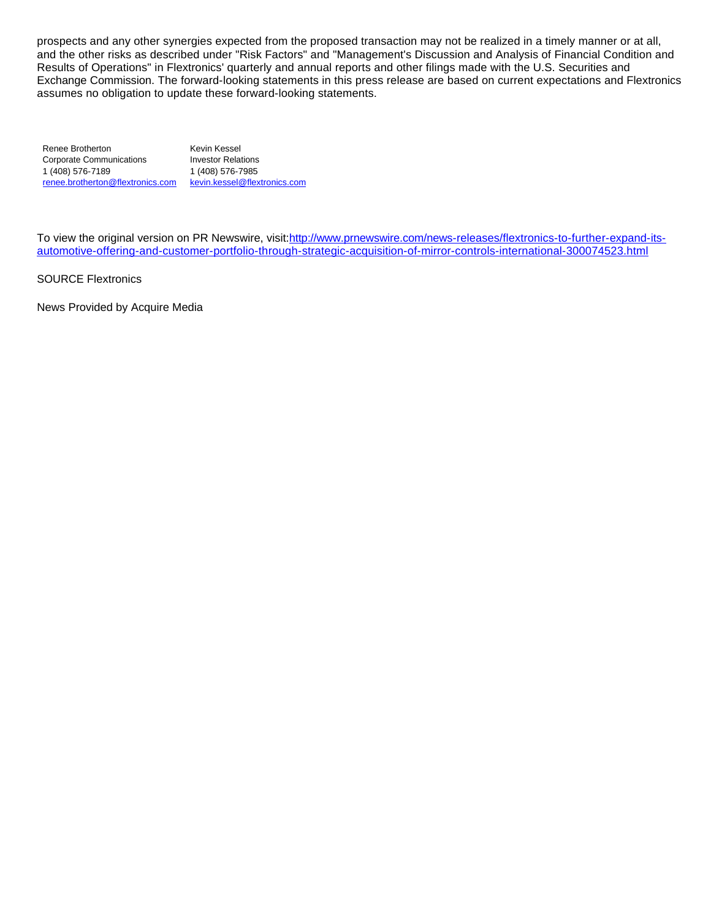prospects and any other synergies expected from the proposed transaction may not be realized in a timely manner or at all, and the other risks as described under "Risk Factors" and "Management's Discussion and Analysis of Financial Condition and Results of Operations" in Flextronics' quarterly and annual reports and other filings made with the U.S. Securities and Exchange Commission. The forward-looking statements in this press release are based on current expectations and Flextronics assumes no obligation to update these forward-looking statements.

| | |
|---|---|
| Renee Brotherton | Kevin Kessel |
| Corporate Communications | Investor Relations |
| 1 (408) 576-7189 | 1 (408) 576-7985 |
| renee.brotherton@flextronics.com | kevin.kessel@flextronics.com |

To view the original version on PR Newswire, visit:http://www.prnewswire.com/news-releases/flextronics-to-further-expand-its-automotive-offering-and-customer-portfolio-through-strategic-acquisition-of-mirror-controls-international-300074523.html

SOURCE Flextronics

News Provided by Acquire Media